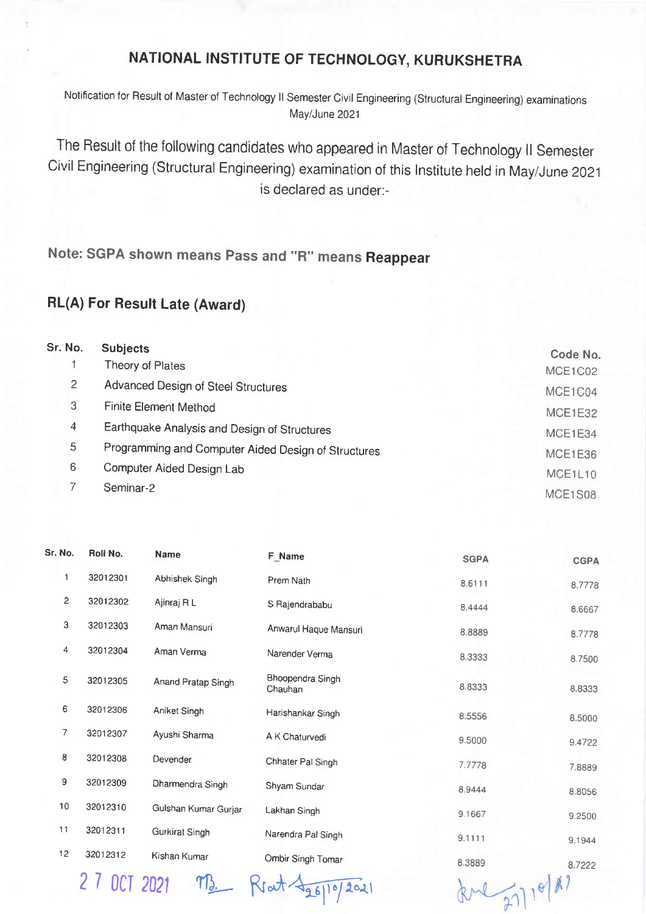# NATIONAL INSTITUTE OF TECHNOLOGY, KURUKSHETRA

Notification for Result of Master of Technology II Semester Civil Engineering (Structural Engineering) examinations May/June 2021

The Result of the following candidates who appeared in Master of Technology II Semester Civil Engineering (Structural Engineering) examination of this Institute held in May/June 2021 is declared as under:-

**Note: SGPA shown means Pass and "R" means Reappear**

## RL(A) For Result Late (Award)

| Sr. No. | Subjects | Code No. |
|---|---|---|
| 1 | Theory of Plates | MCE1C02 |
| 2 | Advanced Design of Steel Structures | MCE1C04 |
| 3 | Finite Element Method | MCE1E32 |
| 4 | Earthquake Analysis and Design of Structures | MCE1E34 |
| 5 | Programming and Computer Aided Design of Structures | MCE1E36 |
| 6 | Computer Aided Design Lab | MCE1L10 |
| 7 | Seminar-2 | MCE1S08 |

| Sr. No. | Roll No. | Name | F_Name | SGPA | CGPA |
|---|---|---|---|---|---|
| 1 | 32012301 | Abhishek Singh | Prem Nath | 8.6111 | 8.7778 |
| 2 | 32012302 | Ajinraj R L | S Rajendrababu | 8.4444 | 8.6667 |
| 3 | 32012303 | Aman Mansuri | Anwarul Haque Mansuri | 8.8889 | 8.7778 |
| 4 | 32012304 | Aman Verma | Narender Verma | 8.3333 | 8.7500 |
| 5 | 32012305 | Anand Pratap Singh | Bhoopendra Singh Chauhan | 8.8333 | 8.8333 |
| 6 | 32012306 | Aniket Singh | Harishankar Singh | 8.5556 | 8.5000 |
| 7 | 32012307 | Ayushi Sharma | A K Chaturvedi | 9.5000 | 9.4722 |
| 8 | 32012308 | Devender | Chhater Pal Singh | 7.7778 | 7.8889 |
| 9 | 32012309 | Dharmendra Singh | Shyam Sundar | 8.9444 | 8.8056 |
| 10 | 32012310 | Gulshan Kumar Gurjar | Lakhan Singh | 9.1667 | 9.2500 |
| 11 | 32012311 | Gurkirat Singh | Narendra Pal Singh | 9.1111 | 9.1944 |
| 12 | 32012312 | Kishan Kumar | Ombir Singh Tomar | 8.3889 | 8.7222 |

27 OCT 2021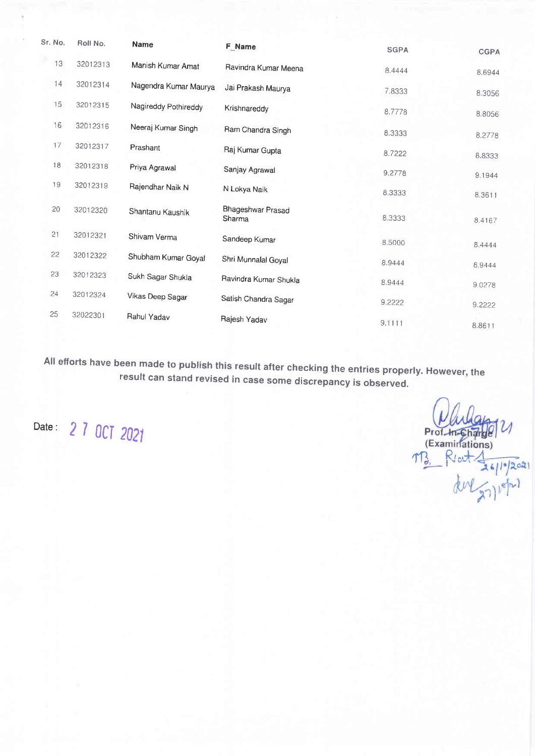| Sr. No. | Roll No. | Name | F_Name | SGPA | CGPA |
|---|---|---|---|---|---|
| 13 | 32012313 | Manish Kumar Amat | Ravindra Kumar Meena | 8.4444 | 8.6944 |
| 14 | 32012314 | Nagendra Kumar Maurya | Jai Prakash Maurya | 7.8333 | 8.3056 |
| 15 | 32012315 | Nagireddy Pothireddy | Krishnareddy | 8.7778 | 8.8056 |
| 16 | 32012316 | Neeraj Kumar Singh | Ram Chandra Singh | 8.3333 | 8.2778 |
| 17 | 32012317 | Prashant | Raj Kumar Gupta | 8.7222 | 8.8333 |
| 18 | 32012318 | Priya Agrawal | Sanjay Agrawal | 9.2778 | 9.1944 |
| 19 | 32012319 | Rajendhar Naik N | N Lokya Naik | 8.3333 | 8.3611 |
| 20 | 32012320 | Shantanu Kaushik | Bhageshwar Prasad Sharma | 8.3333 | 8.4167 |
| 21 | 32012321 | Shivam Verma | Sandeep Kumar | 8.5000 | 8.4444 |
| 22 | 32012322 | Shubham Kumar Goyal | Shri Munnalal Goyal | 8.9444 | 8.9444 |
| 23 | 32012323 | Sukh Sagar Shukla | Ravindra Kumar Shukla | 8.9444 | 9.0278 |
| 24 | 32012324 | Vikas Deep Sagar | Satish Chandra Sagar | 9.2222 | 9.2222 |
| 25 | 32022301 | Rahul Yadav | Rajesh Yadav | 9.1111 | 8.8611 |

**All efforts have been made to publish this result after checking the entries properly. However, the result can stand revised in case some discrepancy is observed.**

Date : 27 OCT 2021

Prof-In-Charge
(Examinations)